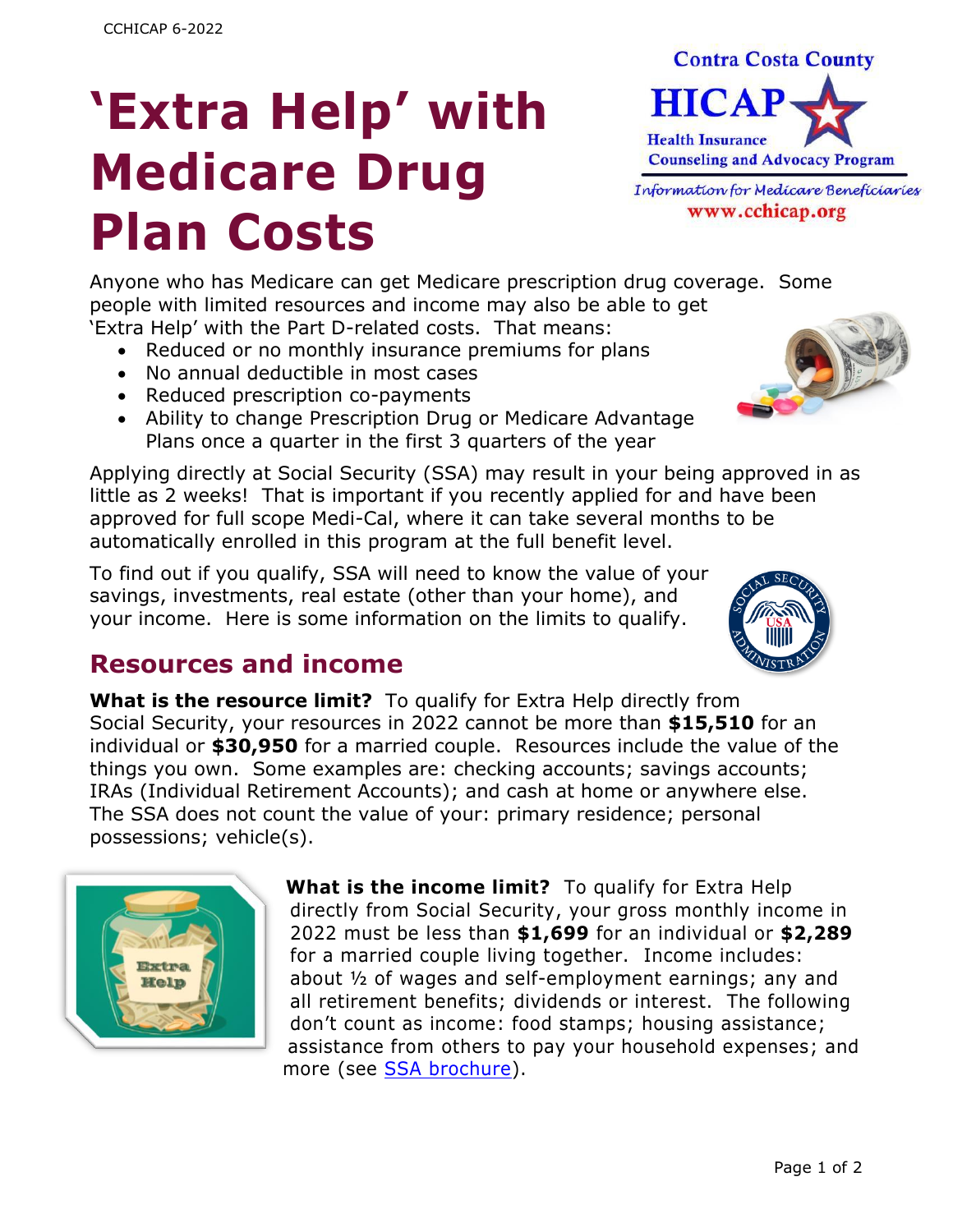# 'Extra Help' with Medicare Drug Plan Costs

Contra Costa County
HICAP
Health Insurance Counseling and Advocacy Program
*Information for Medicare Beneficiaries*
www.cchicap.org

Anyone who has Medicare can get Medicare prescription drug coverage. Some people with limited resources and income may also be able to get 'Extra Help' with the Part D-related costs. That means:

- Reduced or no monthly insurance premiums for plans
- No annual deductible in most cases
- Reduced prescription co-payments
- Ability to change Prescription Drug or Medicare Advantage Plans once a quarter in the first 3 quarters of the year

Applying directly at Social Security (SSA) may result in your being approved in as little as 2 weeks! That is important if you recently applied for and have been approved for full scope Medi-Cal, where it can take several months to be automatically enrolled in this program at the full benefit level.

To find out if you qualify, SSA will need to know the value of your savings, investments, real estate (other than your home), and your income. Here is some information on the limits to qualify.

## Resources and income

**What is the resource limit?** To qualify for Extra Help directly from Social Security, your resources in 2022 cannot be more than **$15,510** for an individual or **$30,950** for a married couple. Resources include the value of the things you own. Some examples are: checking accounts; savings accounts; IRAs (Individual Retirement Accounts); and cash at home or anywhere else. The SSA does not count the value of your: primary residence; personal possessions; vehicle(s).

**What is the income limit?** To qualify for Extra Help directly from Social Security, your gross monthly income in 2022 must be less than **$1,699** for an individual or **$2,289** for a married couple living together. Income includes: about ½ of wages and self-employment earnings; any and all retirement benefits; dividends or interest. The following don't count as income: food stamps; housing assistance; assistance from others to pay your household expenses; and more (see SSA brochure).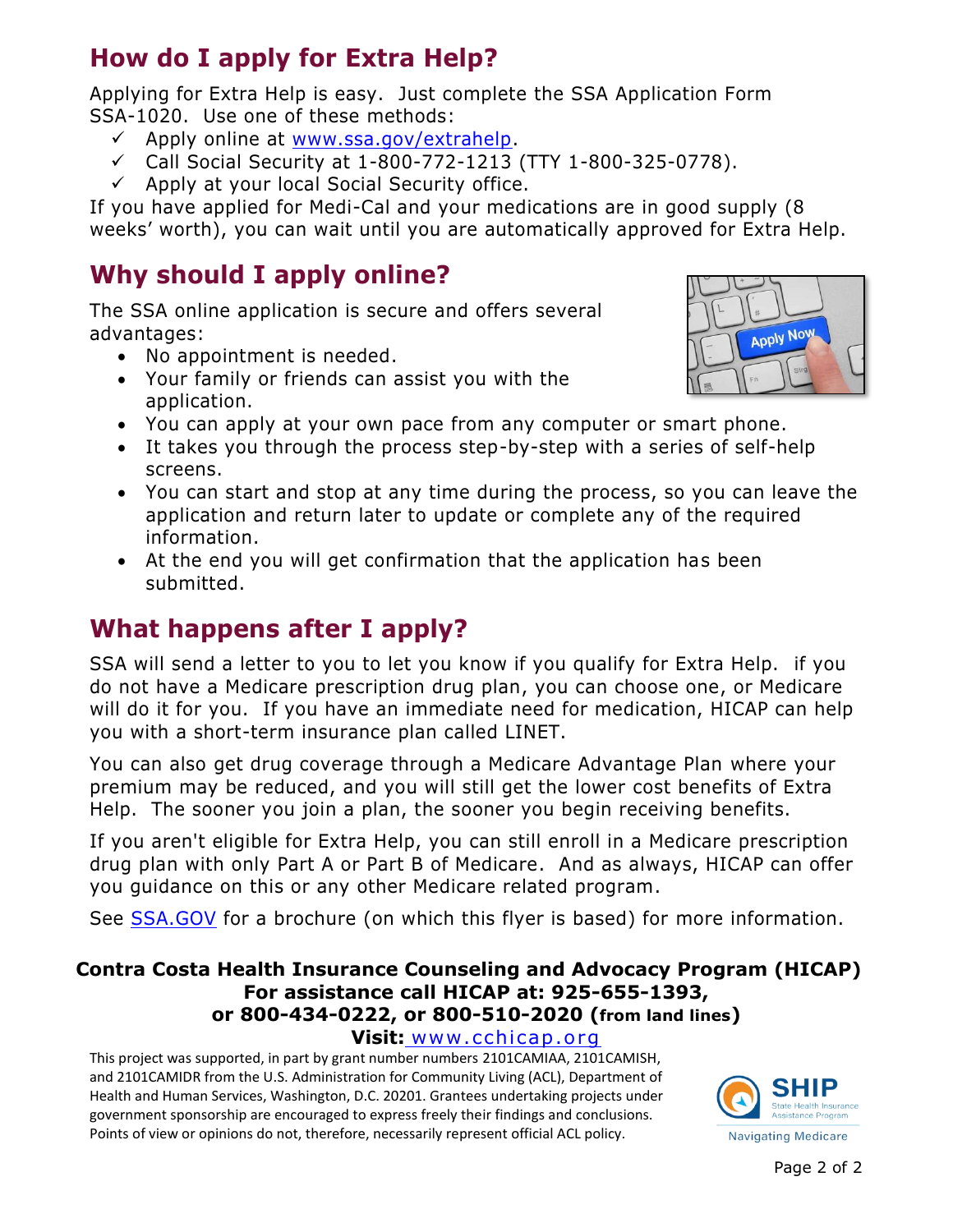## How do I apply for Extra Help?

Applying for Extra Help is easy. Just complete the SSA Application Form SSA-1020. Use one of these methods:

- ✓ Apply online at www.ssa.gov/extrahelp.
- ✓ Call Social Security at 1-800-772-1213 (TTY 1-800-325-0778).
- ✓ Apply at your local Social Security office.

If you have applied for Medi-Cal and your medications are in good supply (8 weeks' worth), you can wait until you are automatically approved for Extra Help.

## Why should I apply online?

The SSA online application is secure and offers several advantages:

- No appointment is needed.
- Your family or friends can assist you with the application.
- You can apply at your own pace from any computer or smart phone.
- It takes you through the process step-by-step with a series of self-help screens.
- You can start and stop at any time during the process, so you can leave the application and return later to update or complete any of the required information.
- At the end you will get confirmation that the application has been submitted.

## What happens after I apply?

SSA will send a letter to you to let you know if you qualify for Extra Help. if you do not have a Medicare prescription drug plan, you can choose one, or Medicare will do it for you. If you have an immediate need for medication, HICAP can help you with a short-term insurance plan called LINET.

You can also get drug coverage through a Medicare Advantage Plan where your premium may be reduced, and you will still get the lower cost benefits of Extra Help. The sooner you join a plan, the sooner you begin receiving benefits.

If you aren't eligible for Extra Help, you can still enroll in a Medicare prescription drug plan with only Part A or Part B of Medicare. And as always, HICAP can offer you guidance on this or any other Medicare related program.

See SSA.GOV for a brochure (on which this flyer is based) for more information.

**Contra Costa Health Insurance Counseling and Advocacy Program (HICAP)**
**For assistance call HICAP at: 925-655-1393,**
**or 800-434-0222, or 800-510-2020 (from land lines)**
**Visit:** www.cchicap.org

This project was supported, in part by grant number numbers 2101CAMIAA, 2101CAMISH, and 2101CAMIDR from the U.S. Administration for Community Living (ACL), Department of Health and Human Services, Washington, D.C. 20201. Grantees undertaking projects under government sponsorship are encouraged to express freely their findings and conclusions. Points of view or opinions do not, therefore, necessarily represent official ACL policy.

SHIP State Health Insurance Assistance Program
Navigating Medicare